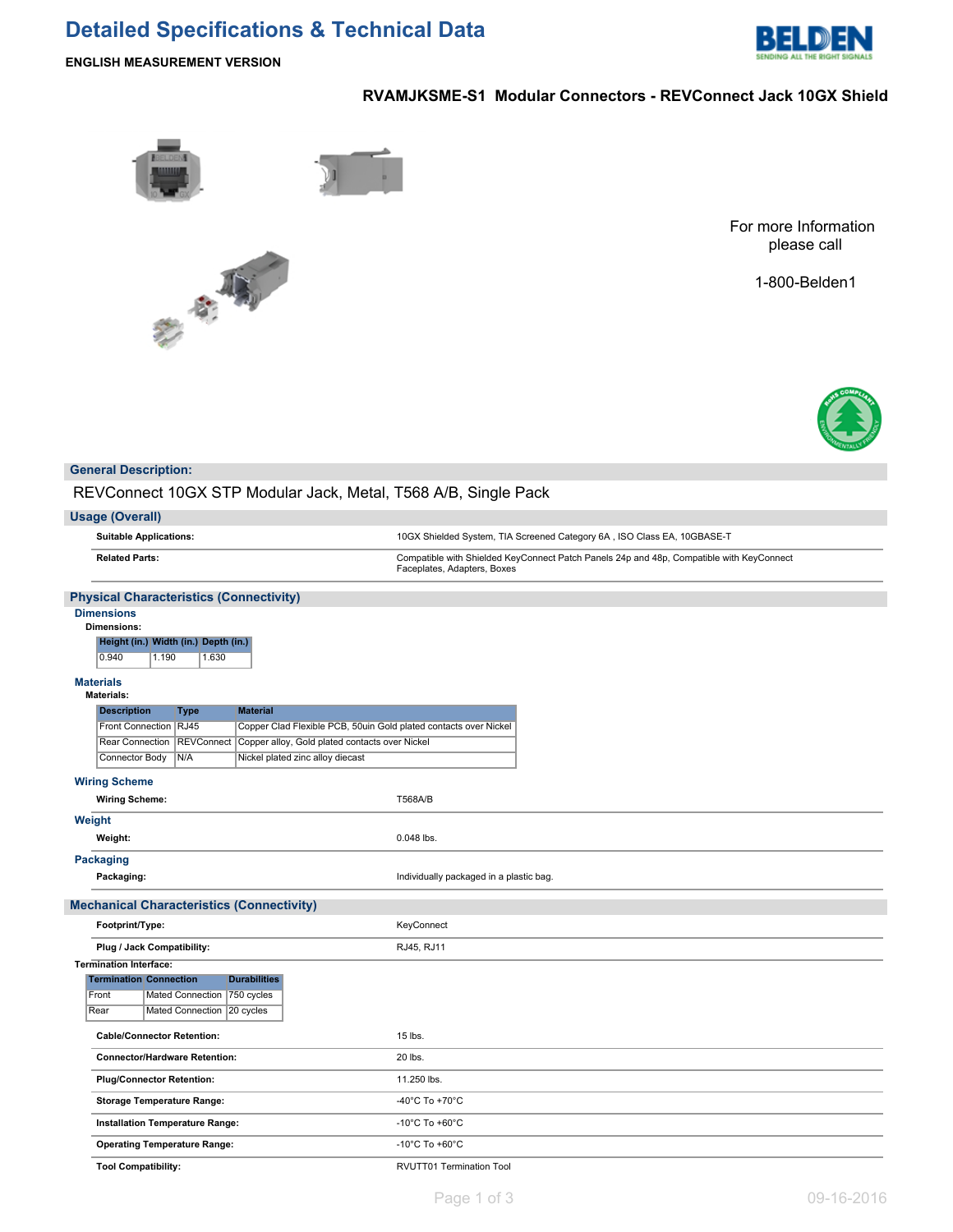# Detailed Specifications & Technical Data

**ENGLISH MEASUREMENT VERSION**

## RVAMJKSME-S1 Modular Connectors - REVConnect Jack 10GX Shield

For more Information please call

1-800-Belden1

## General Description:

REVConnect 10GX STP Modular Jack, Metal, T568 A/B, Single Pack

## Usage (Overall)

| | |
|---|---|
| **Suitable Applications:** | 10GX Shielded System, TIA Screened Category 6A , ISO Class EA, 10GBASE-T |
| **Related Parts:** | Compatible with Shielded KeyConnect Patch Panels 24p and 48p, Compatible with KeyConnect Faceplates, Adapters, Boxes |

## Physical Characteristics (Connectivity)

### Dimensions

**Dimensions:**

| Height (in.) | Width (in.) | Depth (in.) |
|---|---|---|
| 0.940 | 1.190 | 1.630 |

### Materials

**Materials:**

| Description | Type | Material |
|---|---|---|
| Front Connection | RJ45 | Copper Clad Flexible PCB, 50uin Gold plated contacts over Nickel |
| Rear Connection | REVConnect | Copper alloy, Gold plated contacts over Nickel |
| Connector Body | N/A | Nickel plated zinc alloy diecast |

### Wiring Scheme

| | |
|---|---|
| **Wiring Scheme:** | T568A/B |

### Weight

| | |
|---|---|
| **Weight:** | 0.048 lbs. |

### Packaging

| | |
|---|---|
| **Packaging:** | Individually packaged in a plastic bag. |

## Mechanical Characteristics (Connectivity)

| | |
|---|---|
| **Footprint/Type:** | KeyConnect |
| **Plug / Jack Compatibility:** | RJ45, RJ11 |

**Termination Interface:**

| Termination | Connection | Durabilities |
|---|---|---|
| Front | Mated Connection | 750 cycles |
| Rear | Mated Connection | 20 cycles |

| | |
|---|---|
| **Cable/Connector Retention:** | 15 lbs. |
| **Connector/Hardware Retention:** | 20 lbs. |
| **Plug/Connector Retention:** | 11.250 lbs. |
| **Storage Temperature Range:** | -40°C To +70°C |
| **Installation Temperature Range:** | -10°C To +60°C |
| **Operating Temperature Range:** | -10°C To +60°C |
| **Tool Compatibility:** | RVUTT01 Termination Tool |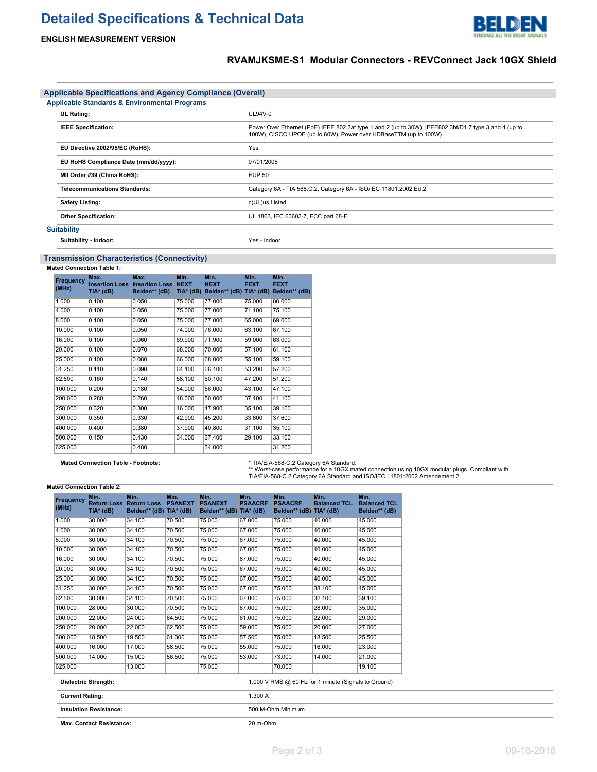# Detailed Specifications & Technical Data

**ENGLISH MEASUREMENT VERSION**

### RVAMJKSME-S1 Modular Connectors - REVConnect Jack 10GX Shield

## Applicable Specifications and Agency Compliance (Overall)

### Applicable Standards & Environmental Programs

| | |
|---|---|
| **UL Rating:** | UL94V-0 |
| **IEEE Specification:** | Power Over Ethernet (PoE) IEEE 802.3at type 1 and 2 (up to 30W), IEEE802.3bt/D1.7 type 3 and 4 (up to 100W), CISCO UPOE (up to 60W), Power over HDBaseTTM (up to 100W) |
| **EU Directive 2002/95/EC (RoHS):** | Yes |
| **EU RoHS Compliance Date (mm/dd/yyyy):** | 07/01/2006 |
| **MII Order #39 (China RoHS):** | EUP 50 |
| **Telecommunications Standards:** | Category 6A - TIA 568.C.2, Category 6A - ISO/IEC 11801:2002 Ed.2 |
| **Safety Listing:** | c(UL)us Listed |
| **Other Specification:** | UL 1863, IEC 60603-7, FCC part 68-F |

### Suitability

| | |
|---|---|
| **Suitability - Indoor:** | Yes - Indoor |

## Transmission Characteristics (Connectivity)

**Mated Connection Table 1:**

| Frequency (MHz) | Max. Insertion Loss TIA* (dB) | Max. Insertion Loss Belden** (dB) | Min. NEXT TIA* (dB) | Min. NEXT Belden** (dB) | Min. FEXT TIA* (dB) | Min. FEXT Belden** (dB) |
|---|---|---|---|---|---|---|
| 1.000 | 0.100 | 0.050 | 75.000 | 77.000 | 75.000 | 80.000 |
| 4.000 | 0.100 | 0.050 | 75.000 | 77.000 | 71.100 | 75.100 |
| 8.000 | 0.100 | 0.050 | 75.000 | 77.000 | 65.000 | 69.000 |
| 10.000 | 0.100 | 0.050 | 74.000 | 76.000 | 63.100 | 67.100 |
| 16.000 | 0.100 | 0.060 | 69.900 | 71.900 | 59.000 | 63.000 |
| 20.000 | 0.100 | 0.070 | 68.000 | 70.000 | 57.100 | 61.100 |
| 25.000 | 0.100 | 0.080 | 66.000 | 68.000 | 55.100 | 59.100 |
| 31.250 | 0.110 | 0.090 | 64.100 | 66.100 | 53.200 | 57.200 |
| 62.500 | 0.160 | 0.140 | 58.100 | 60.100 | 47.200 | 51.200 |
| 100.000 | 0.200 | 0.180 | 54.000 | 56.000 | 43.100 | 47.100 |
| 200.000 | 0.280 | 0.260 | 48.000 | 50.000 | 37.100 | 41.100 |
| 250.000 | 0.320 | 0.300 | 46.000 | 47.900 | 35.100 | 39.100 |
| 300.000 | 0.350 | 0.330 | 42.900 | 45.200 | 33.600 | 37.600 |
| 400.000 | 0.400 | 0.380 | 37.900 | 40.800 | 31.100 | 35.100 |
| 500.000 | 0.450 | 0.430 | 34.000 | 37.400 | 29.100 | 33.100 |
| 625.000 | | 0.480 | | 34.000 | | 31.200 |

| | |
|---|---|
| **Mated Connection Table - Footnote:** | * TIA/EIA-568-C.2 Category 6A Standard.<br>** Worst-case performance for a 10GX mated connection using 10GX modular plugs. Compliant with TIA/EIA-568-C.2 Category 6A Standard and ISO/IEC 11801:2002 Amendement 2. |

**Mated Connection Table 2:**

| Frequency (MHz) | Min. Return Loss TIA* (dB) | Min. Return Loss Belden** (dB) | Min. PSANEXT TIA* (dB) | Min. PSANEXT Belden** (dB) | Min. PSAACRF TIA* (dB) | Min. PSAACRF Belden** (dB) | Min. Balanced TCL TIA* (dB) | Min. Balanced TCL Belden** (dB) |
|---|---|---|---|---|---|---|---|---|
| 1.000 | 30.000 | 34.100 | 70.500 | 75.000 | 67.000 | 75.000 | 40.000 | 45.000 |
| 4.000 | 30.000 | 34.100 | 70.500 | 75.000 | 67.000 | 75.000 | 40.000 | 45.000 |
| 8.000 | 30.000 | 34.100 | 70.500 | 75.000 | 67.000 | 75.000 | 40.000 | 45.000 |
| 10.000 | 30.000 | 34.100 | 70.500 | 75.000 | 67.000 | 75.000 | 40.000 | 45.000 |
| 16.000 | 30.000 | 34.100 | 70.500 | 75.000 | 67.000 | 75.000 | 40.000 | 45.000 |
| 20.000 | 30.000 | 34.100 | 70.500 | 75.000 | 67.000 | 75.000 | 40.000 | 45.000 |
| 25.000 | 30.000 | 34.100 | 70.500 | 75.000 | 67.000 | 75.000 | 40.000 | 45.000 |
| 31.250 | 30.000 | 34.100 | 70.500 | 75.000 | 67.000 | 75.000 | 38.100 | 45.000 |
| 62.500 | 30.000 | 34.100 | 70.500 | 75.000 | 67.000 | 75.000 | 32.100 | 39.100 |
| 100.000 | 28.000 | 30.000 | 70.500 | 75.000 | 67.000 | 75.000 | 28.000 | 35.000 |
| 200.000 | 22.000 | 24.000 | 64.500 | 75.000 | 61.000 | 75.000 | 22.000 | 29.000 |
| 250.000 | 20.000 | 22.000 | 62.500 | 75.000 | 59.000 | 75.000 | 20.000 | 27.000 |
| 300.000 | 18.500 | 19.500 | 61.000 | 75.000 | 57.500 | 75.000 | 18.500 | 25.500 |
| 400.000 | 16.000 | 17.000 | 58.500 | 75.000 | 55.000 | 75.000 | 16.000 | 23.000 |
| 500.000 | 14.000 | 15.000 | 56.500 | 75.000 | 53.000 | 73.000 | 14.000 | 21.000 |
| 625.000 | | 13.000 | | 75.000 | | 70.000 | | 19.100 |

| | |
|---|---|
| **Dielectric Strength:** | 1,000 V RMS @ 60 Hz for 1 minute (Signals to Ground) |
| **Current Rating:** | 1.300 A |
| **Insulation Resistance:** | 500 M-Ohm Minimum |
| **Max. Contact Resistance:** | 20 m-Ohm |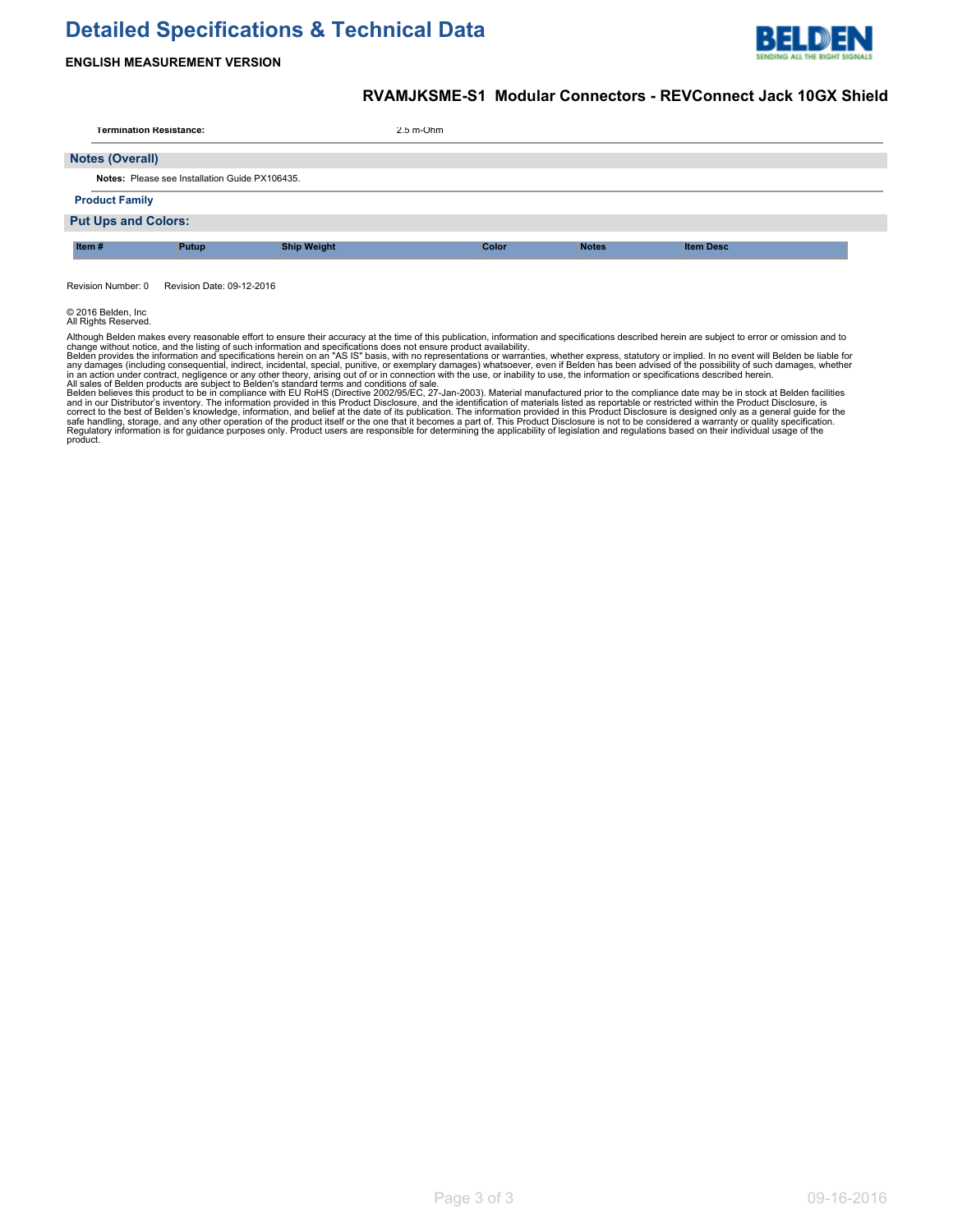**Termination Resistance:** 2.5 m-Ohm

## Notes (Overall)

**Notes:** Please see Installation Guide PX106435.

### Product Family

## Put Ups and Colors:

| Item # | Putup | Ship Weight | Color | Notes | Item Desc |
|---|---|---|---|---|---|

Revision Number: 0 Revision Date: 09-12-2016

© 2016 Belden, Inc
All Rights Reserved.

Although Belden makes every reasonable effort to ensure their accuracy at the time of this publication, information and specifications described herein are subject to error or omission and to change without notice, and the listing of such information and specifications does not ensure product availability.
Belden provides the information and specifications herein on an "AS IS" basis, with no representations or warranties, whether express, statutory or implied. In no event will Belden be liable for any damages (including consequential, indirect, incidental, special, punitive, or exemplary damages) whatsoever, even if Belden has been advised of the possibility of such damages, whether in an action under contract, negligence or any other theory, arising out of or in connection with the use, or inability to use, the information or specifications described herein.
All sales of Belden products are subject to Belden's standard terms and conditions of sale.
Belden believes this product to be in compliance with EU RoHS (Directive 2002/95/EC, 27-Jan-2003). Material manufactured prior to the compliance date may be in stock at Belden facilities and in our Distributor's inventory. The information provided in this Product Disclosure, and the identification of materials listed as reportable or restricted within the Product Disclosure, is correct to the best of Belden's knowledge, information, and belief at the date of its publication. The information provided in this Product Disclosure is designed only as a general guide for the safe handling, storage, and any other operation of the product itself or the one that it becomes a part of. This Product Disclosure is not to be considered a warranty or quality specification. Regulatory information is for guidance purposes only. Product users are responsible for determining the applicability of legislation and regulations based on their individual usage of the product.